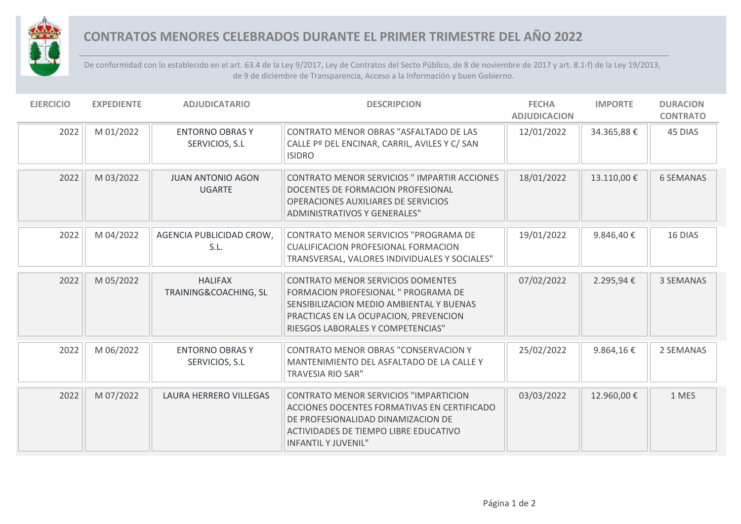# CONTRATOS MENORES CELEBRADOS DURANTE EL PRIMER TRIMESTRE DEL AÑO 2022

De conformidad con lo establecido en el art. 63.4 de la Ley 9/2017, Ley de Contratos del Secto Público, de 8 de noviembre de 2017 y art. 8.1-f) de la Ley 19/2013, de 9 de diciembre de Transparencia, Acceso a la Información y buen Gobierno.

| EJERCICIO | EXPEDIENTE | ADJUDICATARIO | DESCRIPCION | FECHA ADJUDICACION | IMPORTE | DURACION CONTRATO |
|---|---|---|---|---|---|---|
| 2022 | M 01/2022 | ENTORNO OBRAS Y SERVICIOS, S.L | CONTRATO MENOR OBRAS "ASFALTADO DE LAS CALLE Pº DEL ENCINAR, CARRIL, AVILES Y C/ SAN ISIDRO | 12/01/2022 | 34.365,88 € | 45 DIAS |
| 2022 | M 03/2022 | JUAN ANTONIO AGON UGARTE | CONTRATO MENOR SERVICIOS " IMPARTIR ACCIONES DOCENTES DE FORMACION PROFESIONAL OPERACIONES AUXILIARES DE SERVICIOS ADMINISTRATIVOS Y GENERALES" | 18/01/2022 | 13.110,00 € | 6 SEMANAS |
| 2022 | M 04/2022 | AGENCIA PUBLICIDAD CROW, S.L. | CONTRATO MENOR SERVICIOS "PROGRAMA DE CUALIFICACION PROFESIONAL FORMACION TRANSVERSAL, VALORES INDIVIDUALES Y SOCIALES" | 19/01/2022 | 9.846,40 € | 16 DIAS |
| 2022 | M 05/2022 | HALIFAX TRAINING&COACHING, SL | CONTRATO MENOR SERVICIOS DOMENTES FORMACION PROFESIONAL " PROGRAMA DE SENSIBILIZACION MEDIO AMBIENTAL Y BUENAS PRACTICAS EN LA OCUPACION, PREVENCION RIESGOS LABORALES Y COMPETENCIAS" | 07/02/2022 | 2.295,94 € | 3 SEMANAS |
| 2022 | M 06/2022 | ENTORNO OBRAS Y SERVICIOS, S.L | CONTRATO MENOR OBRAS "CONSERVACION Y MANTENIMIENTO DEL ASFALTADO DE LA CALLE Y TRAVESIA RIO SAR" | 25/02/2022 | 9.864,16 € | 2 SEMANAS |
| 2022 | M 07/2022 | LAURA HERRERO VILLEGAS | CONTRATO MENOR SERVICIOS "IMPARTICION ACCIONES DOCENTES FORMATIVAS EN CERTIFICADO DE PROFESIONALIDAD DINAMIZACION DE ACTIVIDADES DE TIEMPO LIBRE EDUCATIVO INFANTIL Y JUVENIL" | 03/03/2022 | 12.960,00 € | 1 MES |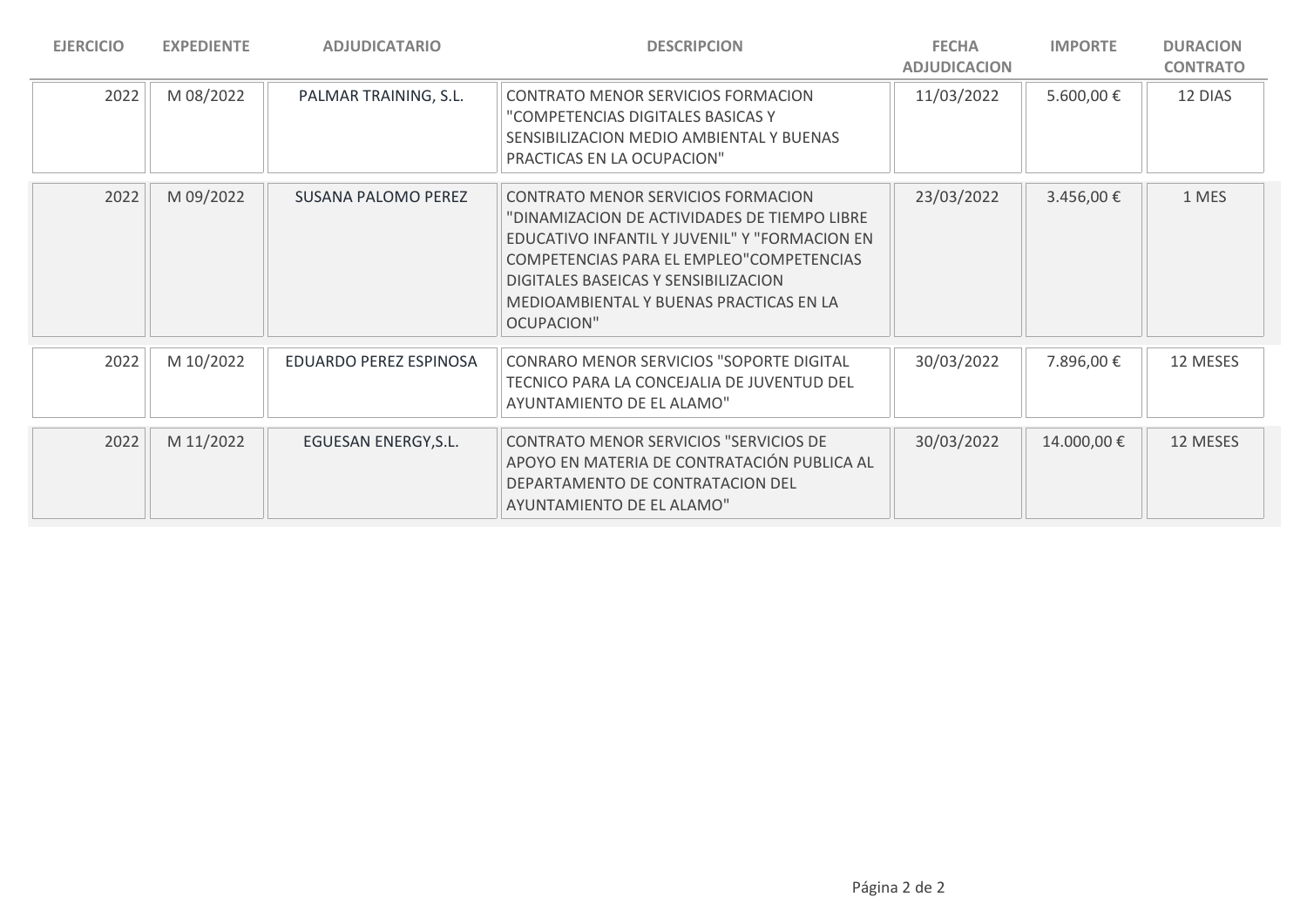| EJERCICIO | EXPEDIENTE | ADJUDICATARIO | DESCRIPCION | FECHA ADJUDICACION | IMPORTE | DURACION CONTRATO |
|---|---|---|---|---|---|---|
| 2022 | M 08/2022 | PALMAR TRAINING, S.L. | CONTRATO MENOR SERVICIOS FORMACION "COMPETENCIAS DIGITALES BASICAS Y SENSIBILIZACION MEDIO AMBIENTAL Y BUENAS PRACTICAS EN LA OCUPACION" | 11/03/2022 | 5.600,00 € | 12 DIAS |
| 2022 | M 09/2022 | SUSANA PALOMO PEREZ | CONTRATO MENOR SERVICIOS FORMACION "DINAMIZACION DE ACTIVIDADES DE TIEMPO LIBRE EDUCATIVO INFANTIL Y JUVENIL" Y "FORMACION EN COMPETENCIAS PARA EL EMPLEO"COMPETENCIAS DIGITALES BASEICAS Y SENSIBILIZACION MEDIOAMBIENTAL Y BUENAS PRACTICAS EN LA OCUPACION" | 23/03/2022 | 3.456,00 € | 1 MES |
| 2022 | M 10/2022 | EDUARDO PEREZ ESPINOSA | CONRARO MENOR SERVICIOS "SOPORTE DIGITAL TECNICO PARA LA CONCEJALIA DE JUVENTUD DEL AYUNTAMIENTO DE EL ALAMO" | 30/03/2022 | 7.896,00 € | 12 MESES |
| 2022 | M 11/2022 | EGUESAN ENERGY,S.L. | CONTRATO MENOR SERVICIOS "SERVICIOS DE APOYO EN MATERIA DE CONTRATACIÓN PUBLICA AL DEPARTAMENTO DE CONTRATACION DEL AYUNTAMIENTO DE EL ALAMO" | 30/03/2022 | 14.000,00 € | 12 MESES |